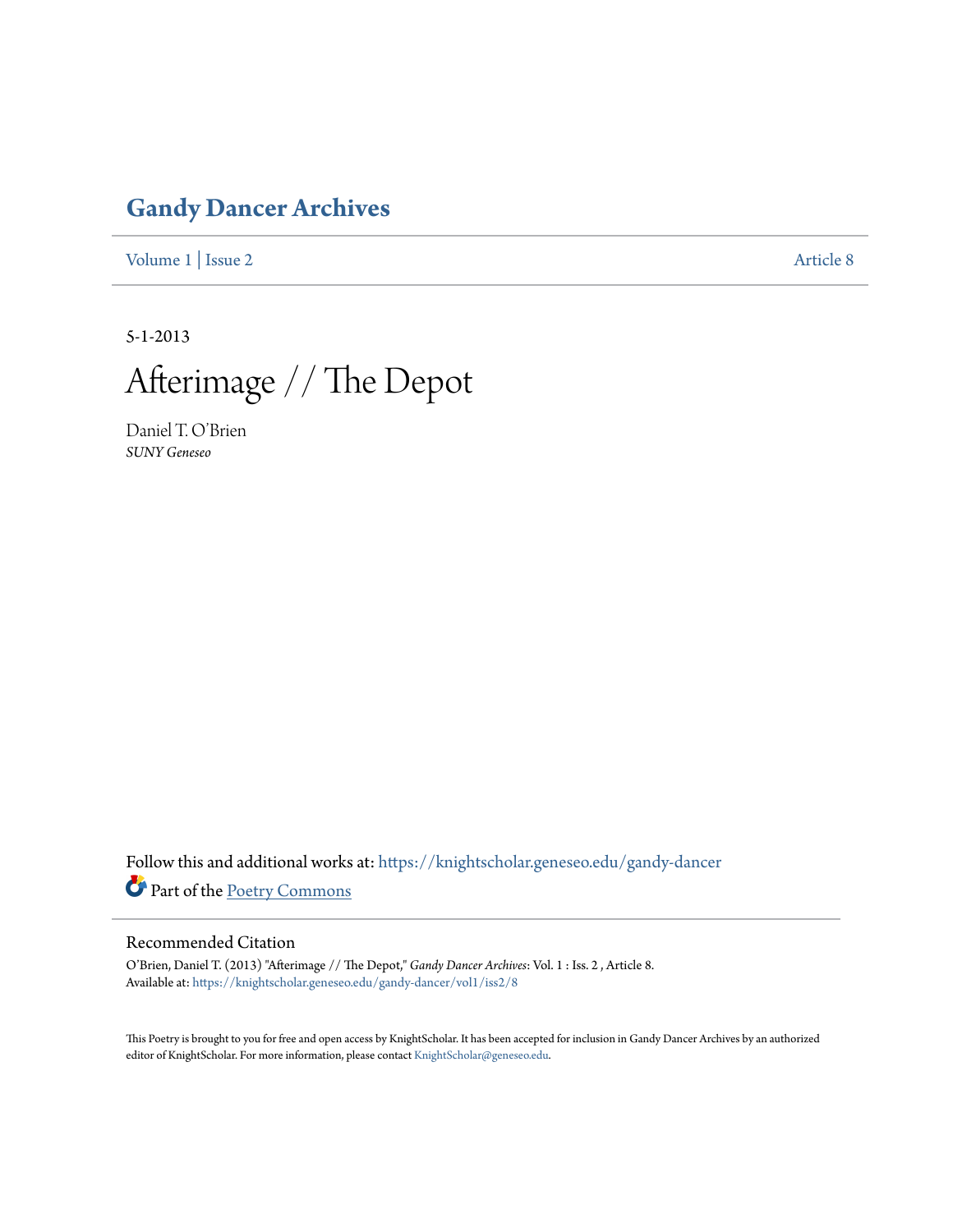# Gandy Dancer Archives

Volume 1 | Issue 2 Article 8

5-1-2013

# Afterimage // The Depot

Daniel T. O'Brien
*SUNY Geneseo*

Follow this and additional works at: https://knightscholar.geneseo.edu/gandy-dancer

Part of the Poetry Commons

## Recommended Citation

O'Brien, Daniel T. (2013) "Afterimage // The Depot," *Gandy Dancer Archives*: Vol. 1 : Iss. 2 , Article 8.
Available at: https://knightscholar.geneseo.edu/gandy-dancer/vol1/iss2/8

This Poetry is brought to you for free and open access by KnightScholar. It has been accepted for inclusion in Gandy Dancer Archives by an authorized editor of KnightScholar. For more information, please contact KnightScholar@geneseo.edu.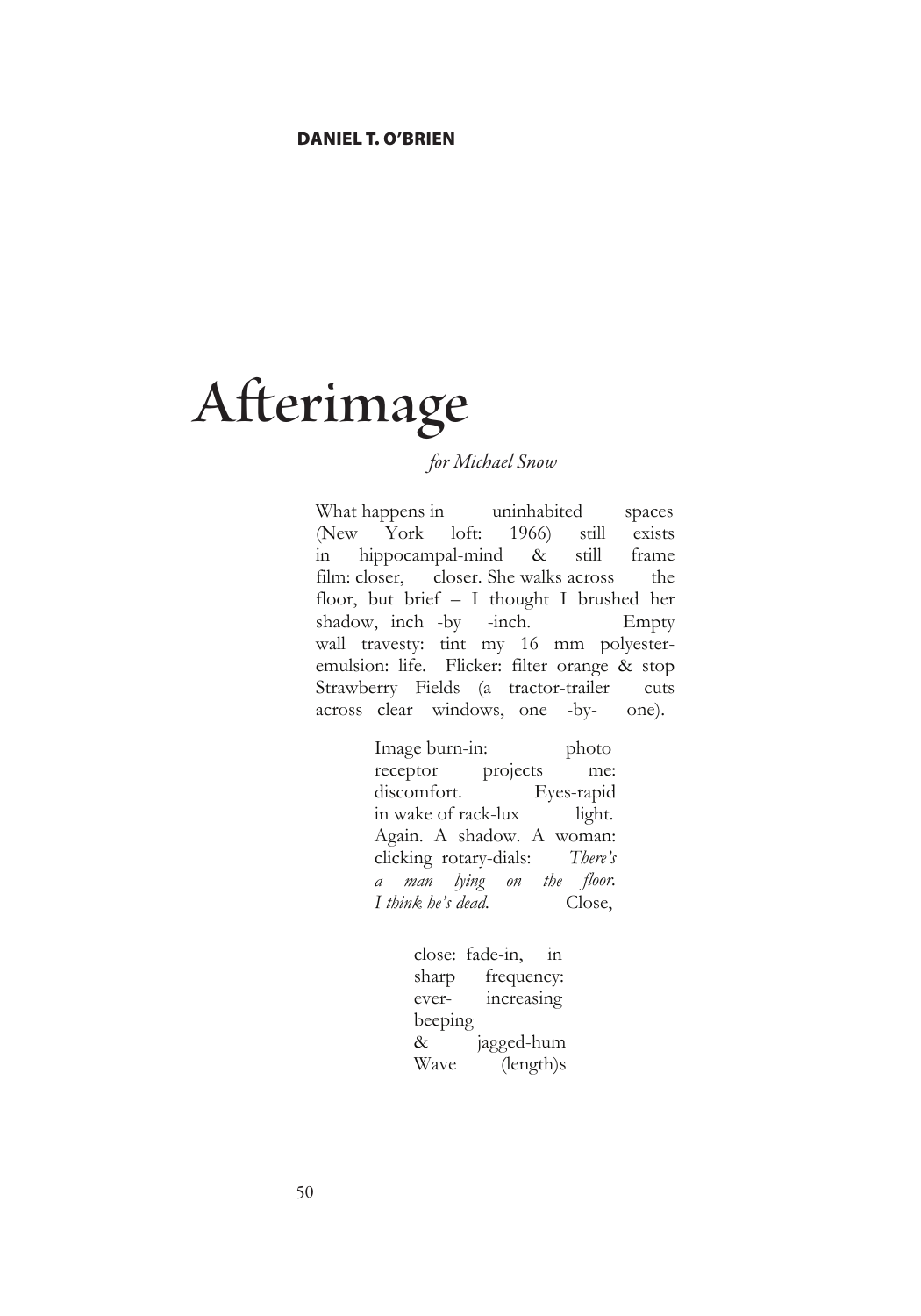**DANIEL T. O'BRIEN**

# Afterimage

*for Michael Snow*

What happens in uninhabited spaces  
(New York loft: 1966) still exists  
in hippocampal-mind & still frame  
film: closer, closer. She walks across the  
floor, but brief – I thought I brushed her  
shadow, inch -by -inch. Empty  
wall travesty: tint my 16 mm polyester-  
emulsion: life. Flicker: filter orange & stop  
Strawberry Fields (a tractor-trailer cuts  
across clear windows, one -by- one).

Image burn-in: photo  
receptor projects me:  
discomfort. Eyes-rapid  
in wake of rack-lux light.  
Again. A shadow. A woman:  
clicking rotary-dials: *There's*  
*a man lying on the floor.*  
*I think he's dead.* Close,

close: fade-in, in  
sharp frequency:  
ever- increasing  
beeping  
& jagged-hum  
Wave (length)s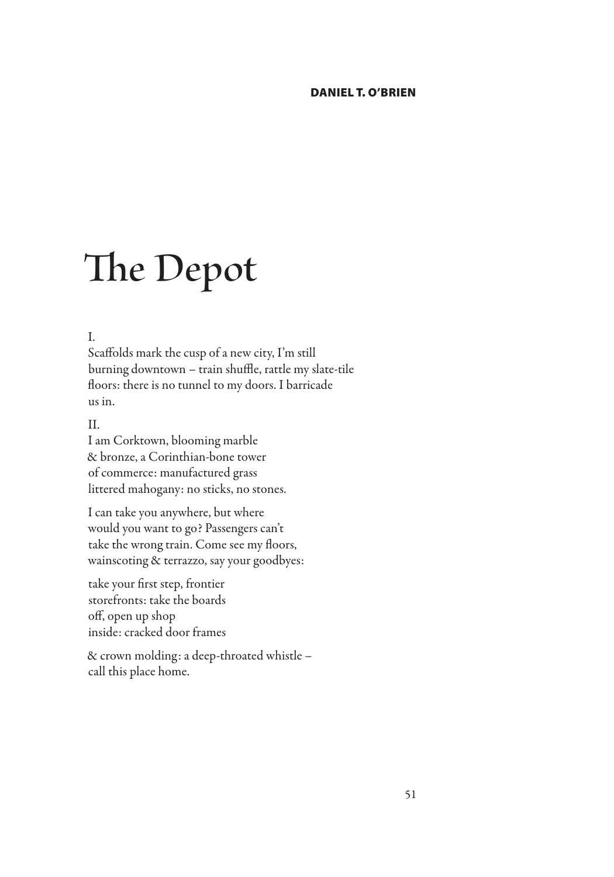**DANIEL T. O'BRIEN**

# The Depot

I.

Scaffolds mark the cusp of a new city, I'm still  
burning downtown – train shuffle, rattle my slate-tile  
floors: there is no tunnel to my doors. I barricade  
us in.

II.

I am Corktown, blooming marble  
& bronze, a Corinthian-bone tower  
of commerce: manufactured grass  
littered mahogany: no sticks, no stones.

I can take you anywhere, but where  
would you want to go? Passengers can't  
take the wrong train. Come see my floors,  
wainscoting & terrazzo, say your goodbyes:

take your first step, frontier  
storefronts: take the boards  
off, open up shop  
inside: cracked door frames

& crown molding: a deep-throated whistle –  
call this place home.